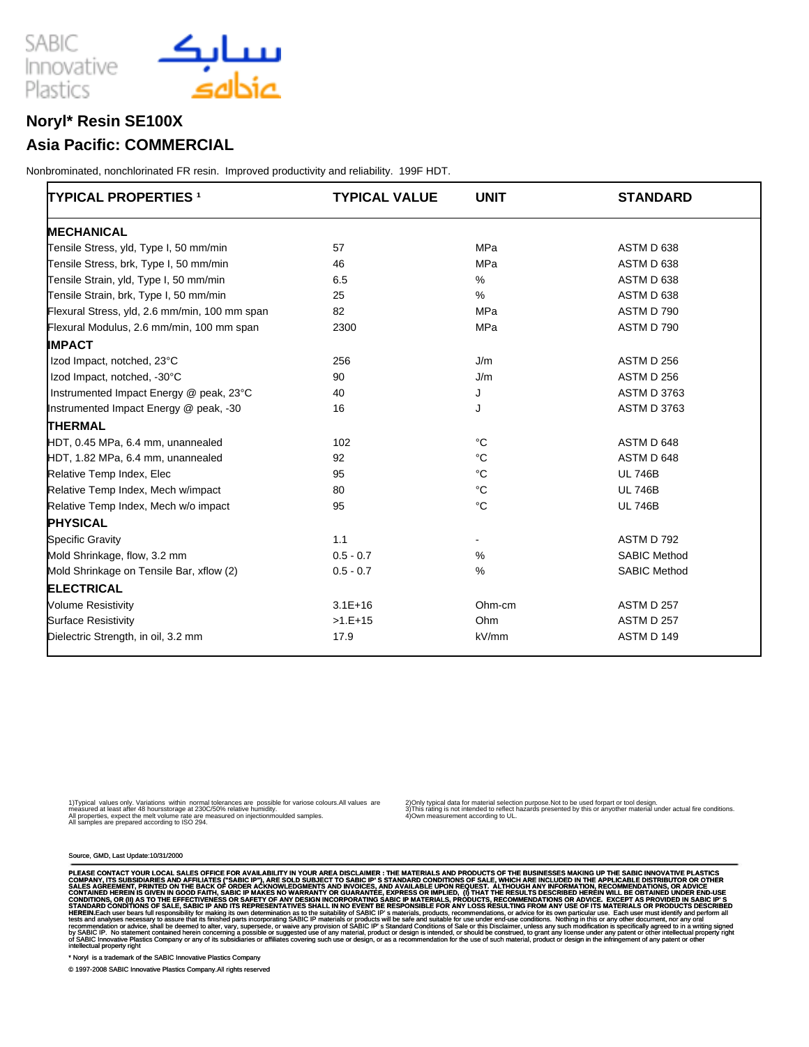SABIC Innovative Plastics

سابك sabic

# Noryl* Resin SE100X

## Asia Pacific: COMMERCIAL

Nonbrominated, nonchlorinated FR resin. Improved productivity and reliability. 199F HDT.

| TYPICAL PROPERTIES [1] | TYPICAL VALUE | UNIT | STANDARD |
|---|---|---|---|
| **MECHANICAL** | | | |
| Tensile Stress, yld, Type I, 50 mm/min | 57 | MPa | ASTM D 638 |
| Tensile Stress, brk, Type I, 50 mm/min | 46 | MPa | ASTM D 638 |
| Tensile Strain, yld, Type I, 50 mm/min | 6.5 | % | ASTM D 638 |
| Tensile Strain, brk, Type I, 50 mm/min | 25 | % | ASTM D 638 |
| Flexural Stress, yld, 2.6 mm/min, 100 mm span | 82 | MPa | ASTM D 790 |
| Flexural Modulus, 2.6 mm/min, 100 mm span | 2300 | MPa | ASTM D 790 |
| **IMPACT** | | | |
| Izod Impact, notched, 23°C | 256 | J/m | ASTM D 256 |
| Izod Impact, notched, -30°C | 90 | J/m | ASTM D 256 |
| Instrumented Impact Energy @ peak, 23°C | 40 | J | ASTM D 3763 |
| Instrumented Impact Energy @ peak, -30 | 16 | J | ASTM D 3763 |
| **THERMAL** | | | |
| HDT, 0.45 MPa, 6.4 mm, unannealed | 102 | °C | ASTM D 648 |
| HDT, 1.82 MPa, 6.4 mm, unannealed | 92 | °C | ASTM D 648 |
| Relative Temp Index, Elec | 95 | °C | UL 746B |
| Relative Temp Index, Mech w/impact | 80 | °C | UL 746B |
| Relative Temp Index, Mech w/o impact | 95 | °C | UL 746B |
| **PHYSICAL** | | | |
| Specific Gravity | 1.1 | - | ASTM D 792 |
| Mold Shrinkage, flow, 3.2 mm | 0.5 - 0.7 | % | SABIC Method |
| Mold Shrinkage on Tensile Bar, xflow (2) | 0.5 - 0.7 | % | SABIC Method |
| **ELECTRICAL** | | | |
| Volume Resistivity | 3.1E+16 | Ohm-cm | ASTM D 257 |
| Surface Resistivity | >1.E+15 | Ohm | ASTM D 257 |
| Dielectric Strength, in oil, 3.2 mm | 17.9 | kV/mm | ASTM D 149 |

1)Typical values only. Variations within normal tolerances are possible for variose colours.All values are measured at least after 48 hoursstorage at 230C/50% relative humidity.
All properties, expect the melt volume rate are measured on injectionmoulded samples.
All samples are prepared according to ISO 294.

2)Only typical data for material selection purpose.Not to be used forpart or tool design.
3)This rating is not intended to reflect hazards presented by this or anyother material under actual fire conditions.
4)Own measurement according to UL.

Source, GMD, Last Update:10/31/2000

**PLEASE CONTACT YOUR LOCAL SALES OFFICE FOR AVAILABILITY IN YOUR AREA DISCLAIMER : THE MATERIALS AND PRODUCTS OF THE BUSINESSES MAKING UP THE SABIC INNOVATIVE PLASTICS COMPANY, ITS SUBSIDIARIES AND AFFILIATES ("SABIC IP"), ARE SOLD SUBJECT TO SABIC IP' S STANDARD CONDITIONS OF SALE, WHICH ARE INCLUDED IN THE APPLICABLE DISTRIBUTOR OR OTHER SALES AGREEMENT, PRINTED ON THE BACK OF ORDER ACKNOWLEDGMENTS AND INVOICES, AND AVAILABLE UPON REQUEST. ALTHOUGH ANY INFORMATION, RECOMMENDATIONS, OR ADVICE CONTAINED HEREIN IS GIVEN IN GOOD FAITH, SABIC IP MAKES NO WARRANTY OR GUARANTEE, EXPRESS OR IMPLIED, (I) THAT THE RESULTS DESCRIBED HEREIN WILL BE OBTAINED UNDER END-USE CONDITIONS, OR (II) AS TO THE EFFECTIVENESS OR SAFETY OF ANY DESIGN INCORPORATING SABIC IP MATERIALS, PRODUCTS, RECOMMENDATIONS OR ADVICE. EXCEPT AS PROVIDED IN SABIC IP' S STANDARD CONDITIONS OF SALE, SABIC IP AND ITS REPRESENTATIVES SHALL IN NO EVENT BE RESPONSIBLE FOR ANY LOSS RESULTING FROM ANY USE OF ITS MATERIALS OR PRODUCTS DESCRIBED HEREIN.**Each user bears full responsibility for making its own determination as to the suitability of SABIC IP' s materials, products, recommendations, or advice for its own particular use. Each user must identify and perform all tests and analyses necessary to assure that its finished parts incorporating SABIC IP materials or products will be safe and suitable for use under end-use conditions. Nothing in this or any other document, nor any oral recommendation or advice, shall be deemed to alter, vary, supersede, or waive any provision of SABIC IP' s Standard Conditions of Sale or this Disclaimer, unless any such modification is specifically agreed to in a writing signed by SABIC IP. No statement contained herein concerning a possible or suggested use of any material, product or design is intended, or should be construed, to grant any license under any patent or other intellectual property right of SABIC Innovative Plastics Company or any of its subsidiaries or affiliates covering such use or design, or as a recommendation for the use of such material, product or design in the infringement of any patent or other intellectual property right

* Noryl is a trademark of the SABIC Innovative Plastics Company

© 1997-2008 SABIC Innovative Plastics Company.All rights reserved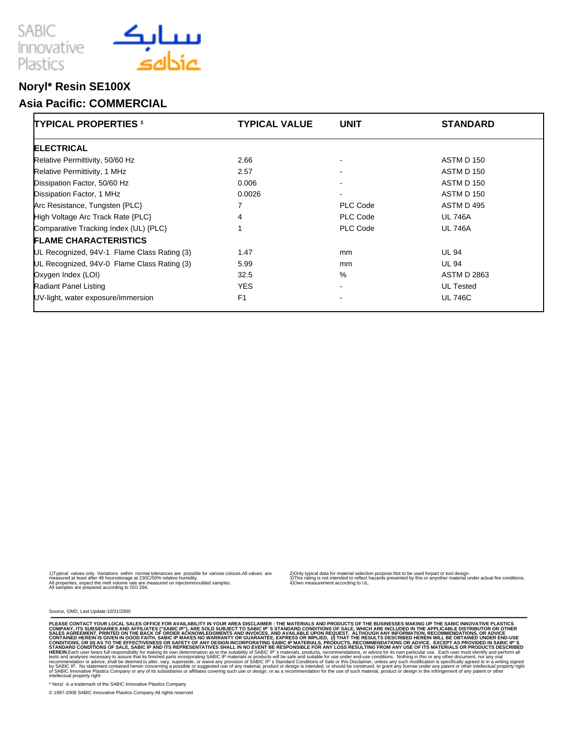SABIC Innovative Plastics

سابك
sabic

## Noryl* Resin SE100X

## Asia Pacific: COMMERCIAL

| TYPICAL PROPERTIES [1] | TYPICAL VALUE | UNIT | STANDARD |
|---|---|---|---|
| **ELECTRICAL** | | | |
| Relative Permittivity, 50/60 Hz | 2.66 | - | ASTM D 150 |
| Relative Permittivity, 1 MHz | 2.57 | - | ASTM D 150 |
| Dissipation Factor, 50/60 Hz | 0.006 | - | ASTM D 150 |
| Dissipation Factor, 1 MHz | 0.0026 | - | ASTM D 150 |
| Arc Resistance, Tungsten {PLC} | 7 | PLC Code | ASTM D 495 |
| High Voltage Arc Track Rate {PLC} | 4 | PLC Code | UL 746A |
| Comparative Tracking Index (UL) {PLC} | 1 | PLC Code | UL 746A |
| **FLAME CHARACTERISTICS** | | | |
| UL Recognized, 94V-1 Flame Class Rating (3) | 1.47 | mm | UL 94 |
| UL Recognized, 94V-0 Flame Class Rating (3) | 5.99 | mm | UL 94 |
| Oxygen Index (LOI) | 32.5 | % | ASTM D 2863 |
| Radiant Panel Listing | YES | - | UL Tested |
| UV-light, water exposure/immersion | F1 | - | UL 746C |

1)Typical values only. Variations within normal tolerances are possible for variose colours.All values are measured at least after 48 hoursstorage at 230C/50% relative humidity.
All properties, expect the melt volume rate are measured on injectionmoulded samples.
All samples are prepared according to ISO 294.

2)Only typical data for material selection purpose.Not to be used forpart or tool design.
3)This rating is not intended to reflect hazards presented by this or anyother material under actual fire conditions.
4)Own measurement according to UL.

Source, GMD, Last Update:10/31/2000

**PLEASE CONTACT YOUR LOCAL SALES OFFICE FOR AVAILABILITY IN YOUR AREA DISCLAIMER : THE MATERIALS AND PRODUCTS OF THE BUSINESSES MAKING UP THE SABIC INNOVATIVE PLASTICS COMPANY, ITS SUBSIDIARIES AND AFFILIATES ("SABIC IP"), ARE SOLD SUBJECT TO SABIC IP' S STANDARD CONDITIONS OF SALE, WHICH ARE INCLUDED IN THE APPLICABLE DISTRIBUTOR OR OTHER SALES AGREEMENT, PRINTED ON THE BACK OF ORDER ACKNOWLEDGMENTS AND INVOICES, AND AVAILABLE UPON REQUEST. ALTHOUGH ANY INFORMATION, RECOMMENDATIONS, OR ADVICE CONTAINED HEREIN IS GIVEN IN GOOD FAITH, SABIC IP MAKES NO WARRANTY OR GUARANTEE, EXPRESS OR IMPLIED, (I) THAT THE RESULTS DESCRIBED HEREIN WILL BE OBTAINED UNDER END-USE CONDITIONS, OR (II) AS TO THE EFFECTIVENESS OR SAFETY OF ANY DESIGN INCORPORATING SABIC IP MATERIALS, PRODUCTS, RECOMMENDATIONS OR ADVICE. EXCEPT AS PROVIDED IN SABIC IP' S STANDARD CONDITIONS OF SALE, SABIC IP AND ITS REPRESENTATIVES SHALL IN NO EVENT BE RESPONSIBLE FOR ANY LOSS RESULTING FROM ANY USE OF ITS MATERIALS OR PRODUCTS DESCRIBED HEREIN.**Each user bears full responsibility for making its own determination as to the suitability of SABIC IP' s materials, products, recommendations, or advice for its own particular use. Each user must identify and perform all tests and analyses necessary to assure that its finished parts incorporating SABIC IP materials or products will be safe and suitable for use under end-use conditions. Nothing in this or any other document, nor any oral recommendation or advice, shall be deemed to alter, vary, supersede, or waive any provision of SABIC IP' s Standard Conditions of Sale or this Disclaimer, unless any such modification is specifically agreed to in a writing signed by SABIC IP. No statement contained herein concerning a possible or suggested use of any material, product or design is intended, or should be construed, to grant any license under any patent or other intellectual property right of SABIC Innovative Plastics Company or any of its subsidiaries or affiliates covering such use or design, or as a recommendation for the use of such material, product or design in the infringement of any patent or other intellectual property right

* Noryl is a trademark of the SABIC Innovative Plastics Company

© 1997-2008 SABIC Innovative Plastics Company.All rights reserved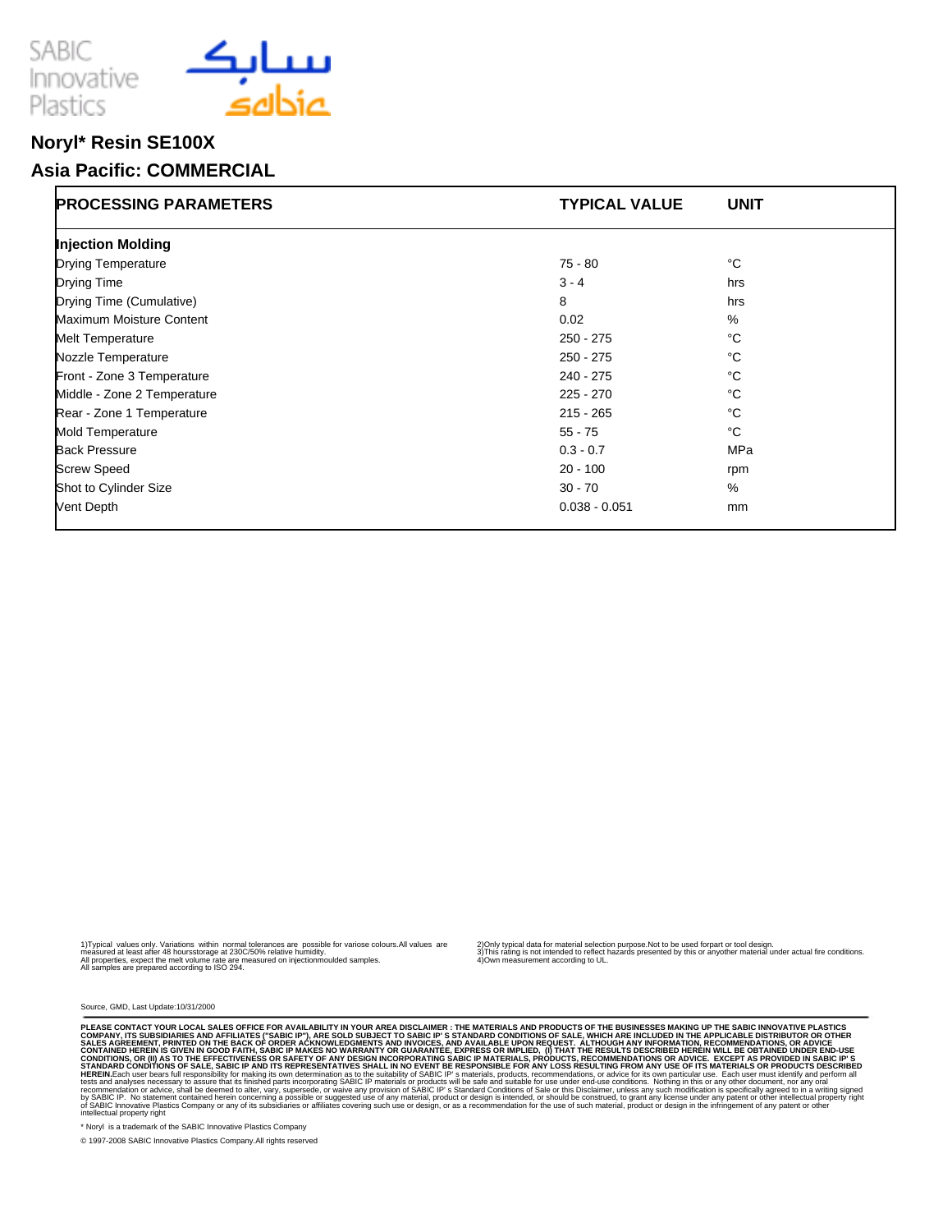SABIC Innovative Plastics

## Noryl* Resin SE100X

## Asia Pacific: COMMERCIAL

| PROCESSING PARAMETERS | TYPICAL VALUE | UNIT |
|---|---|---|
| **Injection Molding** | | |
| Drying Temperature | 75 - 80 | °C |
| Drying Time | 3 - 4 | hrs |
| Drying Time (Cumulative) | 8 | hrs |
| Maximum Moisture Content | 0.02 | % |
| Melt Temperature | 250 - 275 | °C |
| Nozzle Temperature | 250 - 275 | °C |
| Front - Zone 3 Temperature | 240 - 275 | °C |
| Middle - Zone 2 Temperature | 225 - 270 | °C |
| Rear - Zone 1 Temperature | 215 - 265 | °C |
| Mold Temperature | 55 - 75 | °C |
| Back Pressure | 0.3 - 0.7 | MPa |
| Screw Speed | 20 - 100 | rpm |
| Shot to Cylinder Size | 30 - 70 | % |
| Vent Depth | 0.038 - 0.051 | mm |

1)Typical values only. Variations within normal tolerances are possible for variose colours.All values are measured at least after 48 hoursstorage at 230C/50% relative humidity.
All properties, expect the melt volume rate are measured on injectionmoulded samples.
All samples are prepared according to ISO 294.

2)Only typical data for material selection purpose.Not to be used forpart or tool design.
3)This rating is not intended to reflect hazards presented by this or anyother material under actual fire conditions.
4)Own measurement according to UL.

Source, GMD, Last Update:10/31/2000

PLEASE CONTACT YOUR LOCAL SALES OFFICE FOR AVAILABILITY IN YOUR AREA DISCLAIMER : THE MATERIALS AND PRODUCTS OF THE BUSINESSES MAKING UP THE SABIC INNOVATIVE PLASTICS COMPANY, ITS SUBSIDIARIES AND AFFILIATES ("SABIC IP"), ARE SOLD SUBJECT TO SABIC IP' S STANDARD CONDITIONS OF SALE, WHICH ARE INCLUDED IN THE APPLICABLE DISTRIBUTOR OR OTHER SALES AGREEMENT, PRINTED ON THE BACK OF ORDER ACKNOWLEDGMENTS AND INVOICES, AND AVAILABLE UPON REQUEST. ALTHOUGH ANY INFORMATION, RECOMMENDATIONS, OR ADVICE CONTAINED HEREIN IS GIVEN IN GOOD FAITH, SABIC IP MAKES NO WARRANTY OR GUARANTEE, EXPRESS OR IMPLIED, (I) THAT THE RESULTS DESCRIBED HEREIN WILL BE OBTAINED UNDER END-USE CONDITIONS, OR (II) AS TO THE EFFECTIVENESS OR SAFETY OF ANY DESIGN INCORPORATING SABIC IP MATERIALS, PRODUCTS, RECOMMENDATIONS OR ADVICE. EXCEPT AS PROVIDED IN SABIC IP' S STANDARD CONDITIONS OF SALE, SABIC IP AND ITS REPRESENTATIVES SHALL IN NO EVENT BE RESPONSIBLE FOR ANY LOSS RESULTING FROM ANY USE OF ITS MATERIALS OR PRODUCTS DESCRIBED HEREIN.Each user bears full responsibility for making its own determination as to the suitability of SABIC IP' s materials, products, recommendations, or advice for its own particular use. Each user must identify and perform all tests and analyses necessary to assure that its finished parts incorporating SABIC IP materials or products will be safe and suitable for use under end-use conditions. Nothing in this or any other document, nor any oral recommendation or advice, shall be deemed to alter, vary, supersede, or waive any provision of SABIC IP' s Standard Conditions of Sale or this Disclaimer, unless any such modification is specifically agreed to in a writing signed by SABIC IP. No statement contained herein concerning a possible or suggested use of any material, product or design is intended, or should be construed, to grant any license under any patent or other intellectual property right of SABIC Innovative Plastics Company or any of its subsidiaries or affiliates covering such use or design, or as a recommendation for the use of such material, product or design in the infringement of any patent or other intellectual property right

* Noryl is a trademark of the SABIC Innovative Plastics Company

© 1997-2008 SABIC Innovative Plastics Company.All rights reserved